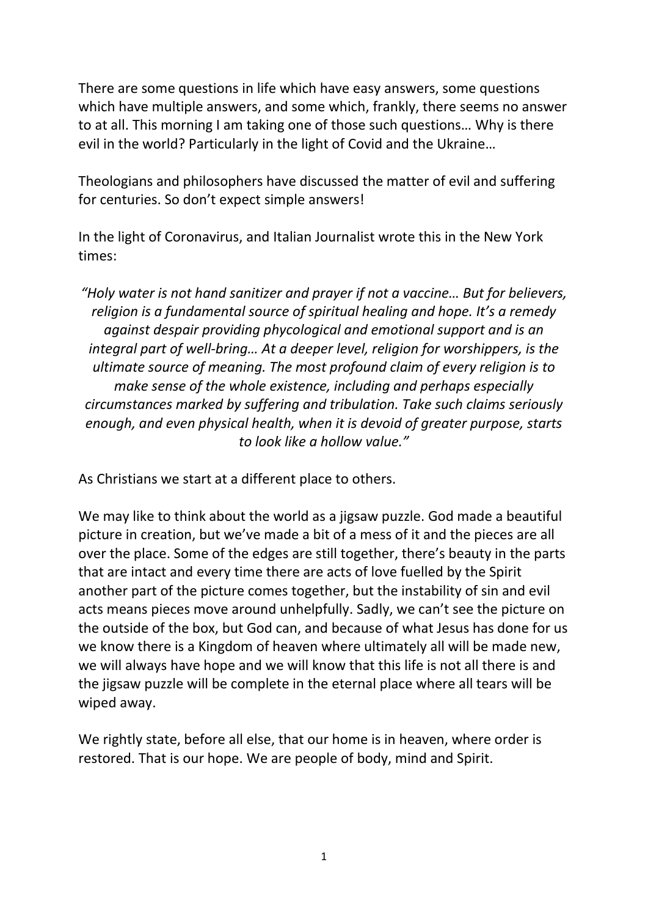There are some questions in life which have easy answers, some questions which have multiple answers, and some which, frankly, there seems no answer to at all. This morning I am taking one of those such questions… Why is there evil in the world? Particularly in the light of Covid and the Ukraine…

Theologians and philosophers have discussed the matter of evil and suffering for centuries. So don't expect simple answers!

In the light of Coronavirus, and Italian Journalist wrote this in the New York times:

*"Holy water is not hand sanitizer and prayer if not a vaccine… But for believers, religion is a fundamental source of spiritual healing and hope. It's a remedy against despair providing phycological and emotional support and is an integral part of well-bring… At a deeper level, religion for worshippers, is the ultimate source of meaning. The most profound claim of every religion is to make sense of the whole existence, including and perhaps especially circumstances marked by suffering and tribulation. Take such claims seriously enough, and even physical health, when it is devoid of greater purpose, starts to look like a hollow value."*

As Christians we start at a different place to others.

We may like to think about the world as a jigsaw puzzle. God made a beautiful picture in creation, but we've made a bit of a mess of it and the pieces are all over the place. Some of the edges are still together, there's beauty in the parts that are intact and every time there are acts of love fuelled by the Spirit another part of the picture comes together, but the instability of sin and evil acts means pieces move around unhelpfully. Sadly, we can't see the picture on the outside of the box, but God can, and because of what Jesus has done for us we know there is a Kingdom of heaven where ultimately all will be made new, we will always have hope and we will know that this life is not all there is and the jigsaw puzzle will be complete in the eternal place where all tears will be wiped away.

We rightly state, before all else, that our home is in heaven, where order is restored. That is our hope. We are people of body, mind and Spirit.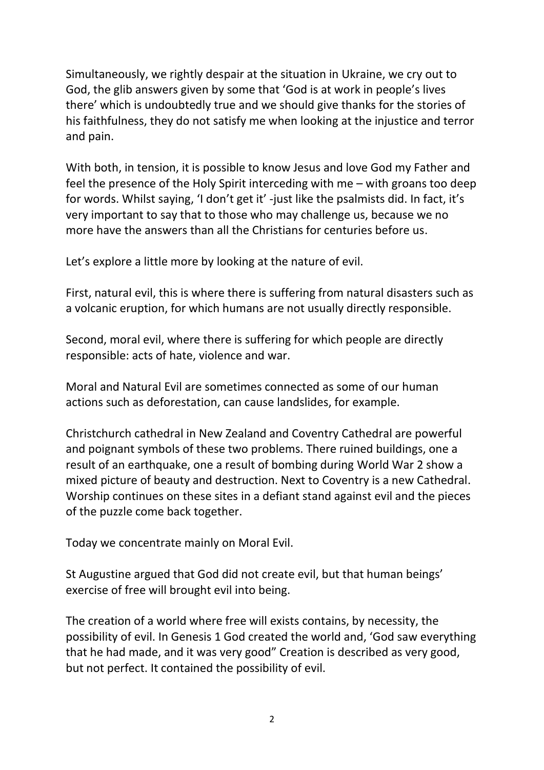Simultaneously, we rightly despair at the situation in Ukraine, we cry out to God, the glib answers given by some that 'God is at work in people's lives there' which is undoubtedly true and we should give thanks for the stories of his faithfulness, they do not satisfy me when looking at the injustice and terror and pain.

With both, in tension, it is possible to know Jesus and love God my Father and feel the presence of the Holy Spirit interceding with me – with groans too deep for words. Whilst saying, 'I don't get it' -just like the psalmists did. In fact, it's very important to say that to those who may challenge us, because we no more have the answers than all the Christians for centuries before us.

Let's explore a little more by looking at the nature of evil.

First, natural evil, this is where there is suffering from natural disasters such as a volcanic eruption, for which humans are not usually directly responsible.

Second, moral evil, where there is suffering for which people are directly responsible: acts of hate, violence and war.

Moral and Natural Evil are sometimes connected as some of our human actions such as deforestation, can cause landslides, for example.

Christchurch cathedral in New Zealand and Coventry Cathedral are powerful and poignant symbols of these two problems. There ruined buildings, one a result of an earthquake, one a result of bombing during World War 2 show a mixed picture of beauty and destruction. Next to Coventry is a new Cathedral. Worship continues on these sites in a defiant stand against evil and the pieces of the puzzle come back together.

Today we concentrate mainly on Moral Evil.

St Augustine argued that God did not create evil, but that human beings' exercise of free will brought evil into being.

The creation of a world where free will exists contains, by necessity, the possibility of evil. In Genesis 1 God created the world and, 'God saw everything that he had made, and it was very good" Creation is described as very good, but not perfect. It contained the possibility of evil.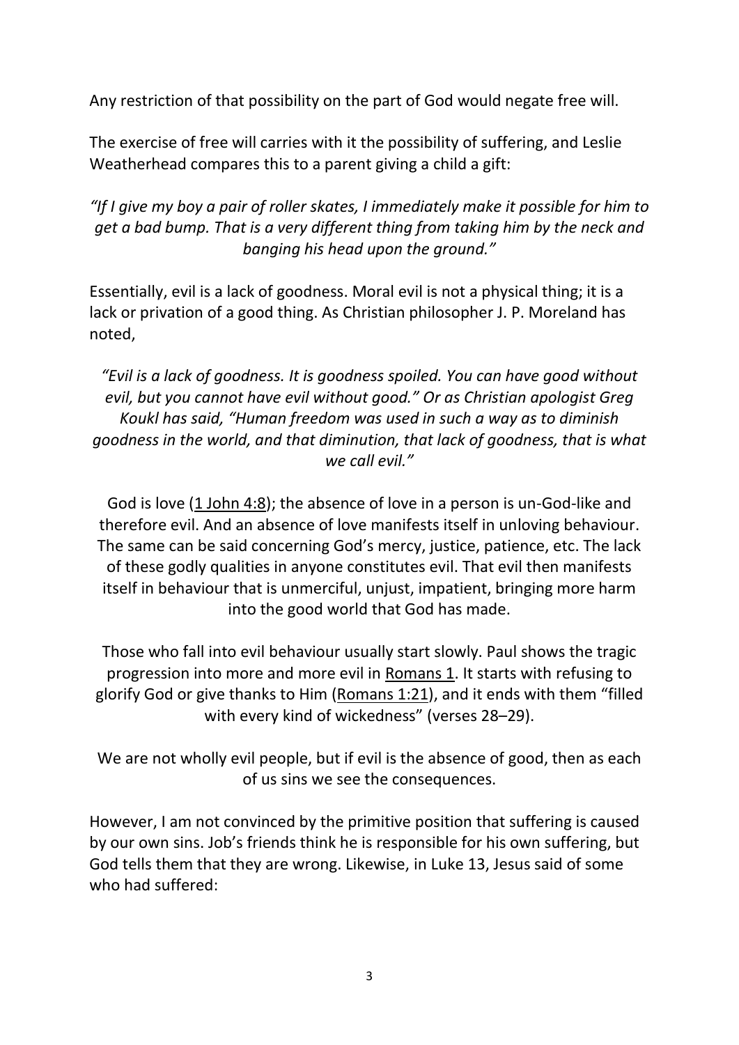Any restriction of that possibility on the part of God would negate free will.

The exercise of free will carries with it the possibility of suffering, and Leslie Weatherhead compares this to a parent giving a child a gift:

*"If I give my boy a pair of roller skates, I immediately make it possible for him to get a bad bump. That is a very different thing from taking him by the neck and banging his head upon the ground."*

Essentially, evil is a lack of goodness. Moral evil is not a physical thing; it is a lack or privation of a good thing. As Christian philosopher J. P. Moreland has noted,

*"Evil is a lack of goodness. It is goodness spoiled. You can have good without evil, but you cannot have evil without good." Or as Christian apologist Greg Koukl has said, "Human freedom was used in such a way as to diminish goodness in the world, and that diminution, that lack of goodness, that is what we call evil."*

God is love (1 John 4:8); the absence of love in a person is un-God-like and therefore evil. And an absence of love manifests itself in unloving behaviour. The same can be said concerning God's mercy, justice, patience, etc. The lack of these godly qualities in anyone constitutes evil. That evil then manifests itself in behaviour that is unmerciful, unjust, impatient, bringing more harm into the good world that God has made.

Those who fall into evil behaviour usually start slowly. Paul shows the tragic progression into more and more evil in Romans 1. It starts with refusing to glorify God or give thanks to Him (Romans 1:21), and it ends with them "filled with every kind of wickedness" (verses 28–29).

We are not wholly evil people, but if evil is the absence of good, then as each of us sins we see the consequences.

However, I am not convinced by the primitive position that suffering is caused by our own sins. Job's friends think he is responsible for his own suffering, but God tells them that they are wrong. Likewise, in Luke 13, Jesus said of some who had suffered: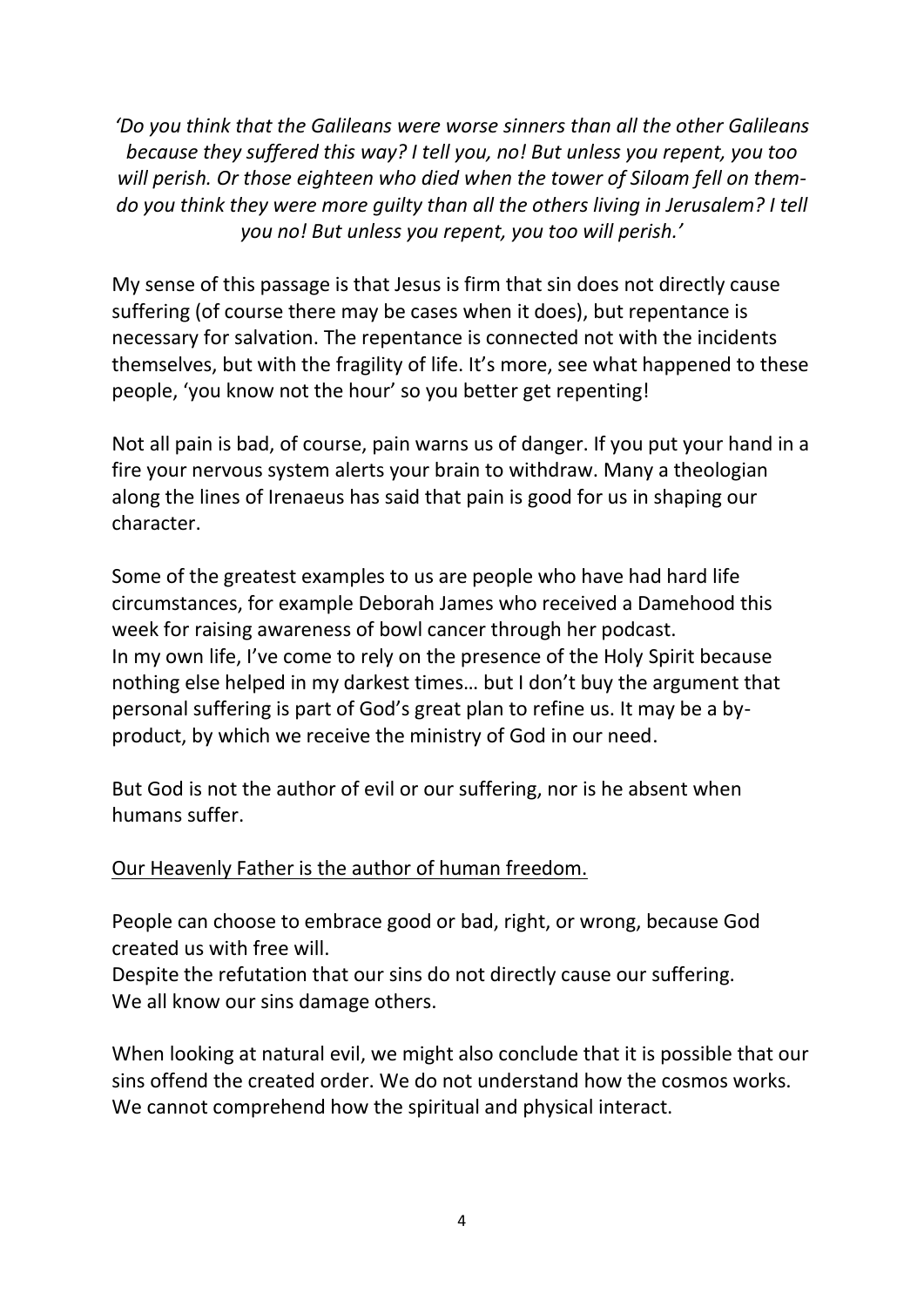*'Do you think that the Galileans were worse sinners than all the other Galileans because they suffered this way? I tell you, no! But unless you repent, you too will perish. Or those eighteen who died when the tower of Siloam fell on them- do you think they were more guilty than all the others living in Jerusalem? I tell you no! But unless you repent, you too will perish.'*

My sense of this passage is that Jesus is firm that sin does not directly cause suffering (of course there may be cases when it does), but repentance is necessary for salvation. The repentance is connected not with the incidents themselves, but with the fragility of life. It's more, see what happened to these people, 'you know not the hour' so you better get repenting!

Not all pain is bad, of course, pain warns us of danger. If you put your hand in a fire your nervous system alerts your brain to withdraw. Many a theologian along the lines of Irenaeus has said that pain is good for us in shaping our character.

Some of the greatest examples to us are people who have had hard life circumstances, for example Deborah James who received a Damehood this week for raising awareness of bowl cancer through her podcast.
In my own life, I've come to rely on the presence of the Holy Spirit because nothing else helped in my darkest times… but I don't buy the argument that personal suffering is part of God's great plan to refine us. It may be a by-product, by which we receive the ministry of God in our need.

But God is not the author of evil or our suffering, nor is he absent when humans suffer.

<u>Our Heavenly Father is the author of human freedom.</u>

People can choose to embrace good or bad, right, or wrong, because God created us with free will.
Despite the refutation that our sins do not directly cause our suffering.
We all know our sins damage others.

When looking at natural evil, we might also conclude that it is possible that our sins offend the created order. We do not understand how the cosmos works. We cannot comprehend how the spiritual and physical interact.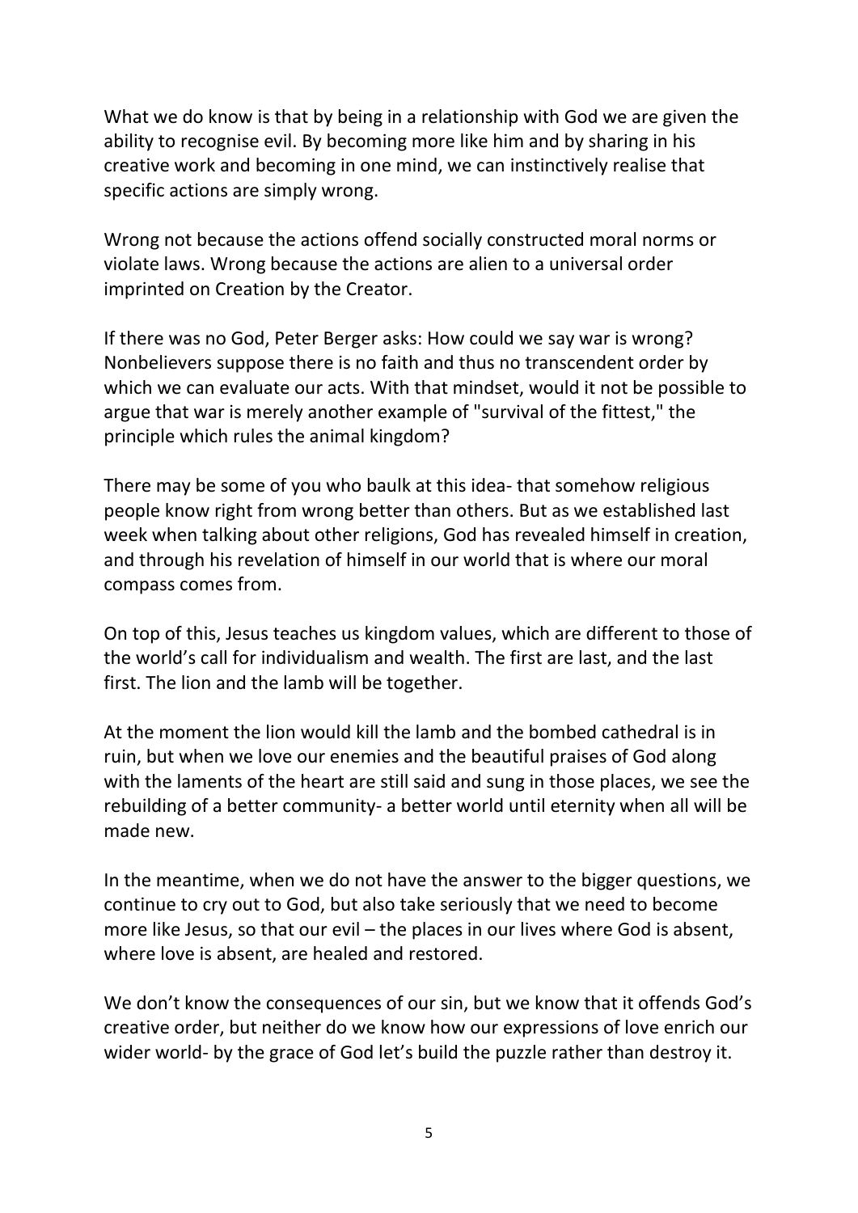What we do know is that by being in a relationship with God we are given the ability to recognise evil. By becoming more like him and by sharing in his creative work and becoming in one mind, we can instinctively realise that specific actions are simply wrong.

Wrong not because the actions offend socially constructed moral norms or violate laws. Wrong because the actions are alien to a universal order imprinted on Creation by the Creator.

If there was no God, Peter Berger asks: How could we say war is wrong? Nonbelievers suppose there is no faith and thus no transcendent order by which we can evaluate our acts. With that mindset, would it not be possible to argue that war is merely another example of "survival of the fittest," the principle which rules the animal kingdom?

There may be some of you who baulk at this idea- that somehow religious people know right from wrong better than others. But as we established last week when talking about other religions, God has revealed himself in creation, and through his revelation of himself in our world that is where our moral compass comes from.

On top of this, Jesus teaches us kingdom values, which are different to those of the world's call for individualism and wealth. The first are last, and the last first. The lion and the lamb will be together.

At the moment the lion would kill the lamb and the bombed cathedral is in ruin, but when we love our enemies and the beautiful praises of God along with the laments of the heart are still said and sung in those places, we see the rebuilding of a better community- a better world until eternity when all will be made new.

In the meantime, when we do not have the answer to the bigger questions, we continue to cry out to God, but also take seriously that we need to become more like Jesus, so that our evil – the places in our lives where God is absent, where love is absent, are healed and restored.

We don't know the consequences of our sin, but we know that it offends God's creative order, but neither do we know how our expressions of love enrich our wider world- by the grace of God let's build the puzzle rather than destroy it.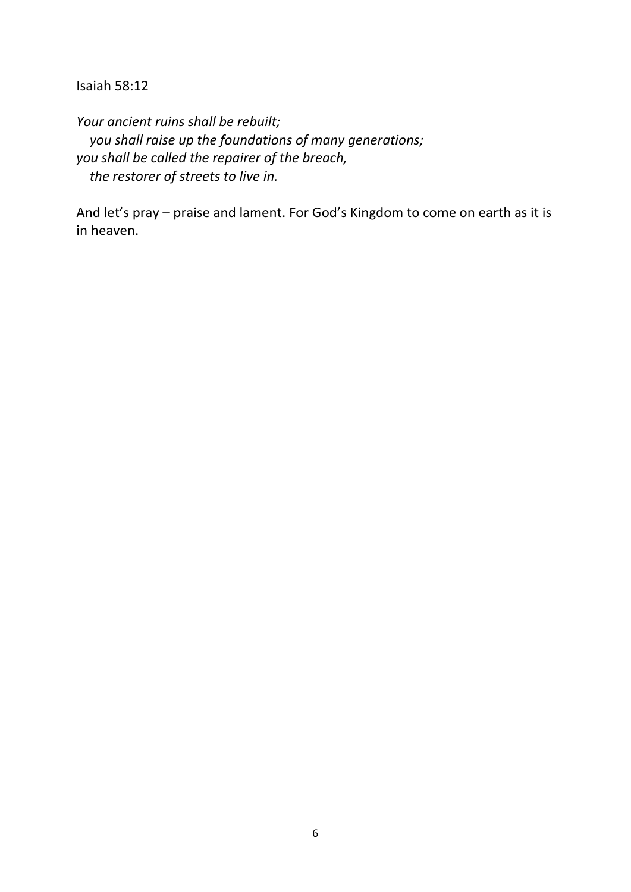Isaiah 58:12

*Your ancient ruins shall be rebuilt;*  
*you shall raise up the foundations of many generations;*  
*you shall be called the repairer of the breach,*  
*the restorer of streets to live in.*

And let's pray – praise and lament. For God's Kingdom to come on earth as it is in heaven.